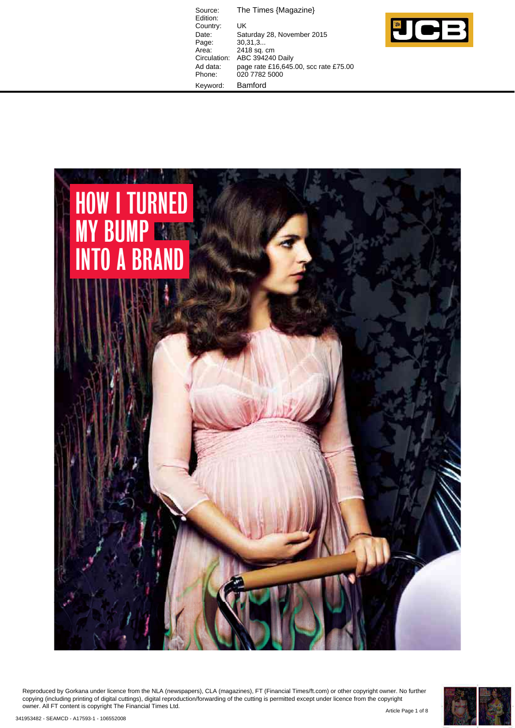| | |
|---|---|
| Source: | The Times {Magazine} |
| Edition: | |
| Country: | UK |
| Date: | Saturday 28, November 2015 |
| Page: | 30,31,3... |
| Area: | 2418 sq. cm |
| Circulation: | ABC 394240 Daily |
| Ad data: | page rate £16,645.00, scc rate £75.00 |
| Phone: | 020 7782 5000 |
| Keyword: | Bamford |

# HOW I TURNED MY BUMP INTO A BRAND

Reproduced by Gorkana under licence from the NLA (newspapers), CLA (magazines), FT (Financial Times/ft.com) or other copyright owner. No further copying (including printing of digital cuttings), digital reproduction/forwarding of the cutting is permitted except under licence from the copyright owner. All FT content is copyright The Financial Times Ltd.

341953482 - SEAMCD - A17593-1 - 106552008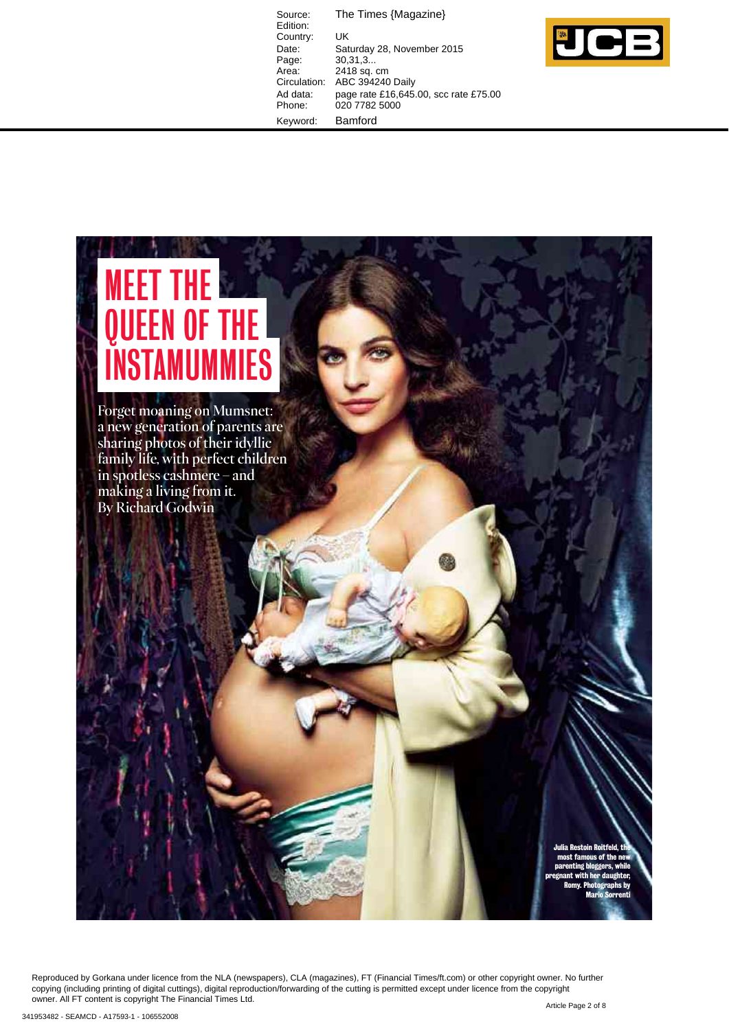| | |
|---|---|
| Source: | The Times {Magazine} |
| Edition: | |
| Country: | UK |
| Date: | Saturday 28, November 2015 |
| Page: | 30,31,3... |
| Area: | 2418 sq. cm |
| Circulation: | ABC 394240 Daily |
| Ad data: | page rate £16,645.00, scc rate £75.00 |
| Phone: | 020 7782 5000 |
| Keyword: | Bamford |

# MEET THE QUEEN OF THE INSTAMUMMIES

Forget moaning on Mumsnet: a new generation of parents are sharing photos of their idyllic family life, with perfect children in spotless cashmere – and making a living from it. By Richard Godwin

Julia Restoin Roitfeld, the most famous of the new parenting bloggers, while pregnant with her daughter, Romy. Photographs by Mario Sorrenti

Reproduced by Gorkana under licence from the NLA (newspapers), CLA (magazines), FT (Financial Times/ft.com) or other copyright owner. No further copying (including printing of digital cuttings), digital reproduction/forwarding of the cutting is permitted except under licence from the copyright owner. All FT content is copyright The Financial Times Ltd.

341953482 - SEAMCD - A17593-1 - 106552008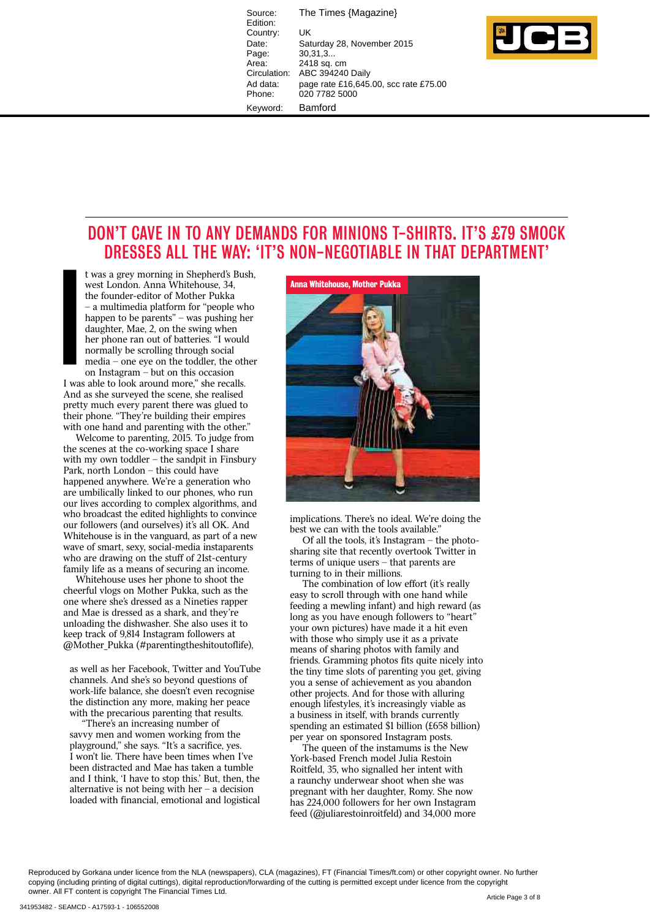Source: The Times {Magazine}
Edition:
Country: UK
Date: Saturday 28, November 2015
Page: 30,31,3...
Area: 2418 sq. cm
Circulation: ABC 394240 Daily
Ad data: page rate £16,645.00, scc rate £75.00
Phone: 020 7782 5000
Keyword: Bamford

## DON'T CAVE IN TO ANY DEMANDS FOR MINIONS T-SHIRTS. IT'S £79 SMOCK DRESSES ALL THE WAY: 'IT'S NON-NEGOTIABLE IN THAT DEPARTMENT'

It was a grey morning in Shepherd's Bush, west London. Anna Whitehouse, 34, the founder-editor of Mother Pukka – a multimedia platform for "people who happen to be parents" – was pushing her daughter, Mae, 2, on the swing when her phone ran out of batteries. "I would normally be scrolling through social media – one eye on the toddler, the other on Instagram – but on this occasion I was able to look around more," she recalls. And as she surveyed the scene, she realised pretty much every parent there was glued to their phone. "They're building their empires with one hand and parenting with the other."

Welcome to parenting, 2015. To judge from the scenes at the co-working space I share with my own toddler – the sandpit in Finsbury Park, north London – this could have happened anywhere. We're a generation who are umbilically linked to our phones, who run our lives according to complex algorithms, and who broadcast the edited highlights to convince our followers (and ourselves) it's all OK. And Whitehouse is in the vanguard, as part of a new wave of smart, sexy, social-media instaparents who are drawing on the stuff of 21st-century family life as a means of securing an income.

Whitehouse uses her phone to shoot the cheerful vlogs on Mother Pukka, such as the one where she's dressed as a Nineties rapper and Mae is dressed as a shark, and they're unloading the dishwasher. She also uses it to keep track of 9,814 Instagram followers at @Mother_Pukka (#parentingtheshitoutoflife), as well as her Facebook, Twitter and YouTube channels. And she's so beyond questions of work-life balance, she doesn't even recognise the distinction any more, making her peace with the precarious parenting that results.

"There's an increasing number of savvy men and women working from the playground," she says. "It's a sacrifice, yes. I won't lie. There have been times when I've been distracted and Mae has taken a tumble and I think, 'I have to stop this.' But, then, the alternative is not being with her – a decision loaded with financial, emotional and logistical implications. There's no ideal. We're doing the best we can with the tools available."

Anna Whitehouse, Mother Pukka

Of all the tools, it's Instagram – the photo-sharing site that recently overtook Twitter in terms of unique users – that parents are turning to in their millions.

The combination of low effort (it's really easy to scroll through with one hand while feeding a mewling infant) and high reward (as long as you have enough followers to "heart" your own pictures) have made it a hit even with those who simply use it as a private means of sharing photos with family and friends. Gramming photos fits quite nicely into the tiny time slots of parenting you get, giving you a sense of achievement as you abandon other projects. And for those with alluring enough lifestyles, it's increasingly viable as a business in itself, with brands currently spending an estimated $1 billion (£658 billion) per year on sponsored Instagram posts.

The queen of the instamums is the New York-based French model Julia Restoin Roitfeld, 35, who signalled her intent with a raunchy underwear shoot when she was pregnant with her daughter, Romy. She now has 224,000 followers for her own Instagram feed (@juliarestoinroitfeld) and 34,000 more

Reproduced by Gorkana under licence from the NLA (newspapers), CLA (magazines), FT (Financial Times/ft.com) or other copyright owner. No further copying (including printing of digital cuttings), digital reproduction/forwarding of the cutting is permitted except under licence from the copyright owner. All FT content is copyright The Financial Times Ltd.

341953482 - SEAMCD - A17593-1 - 106552008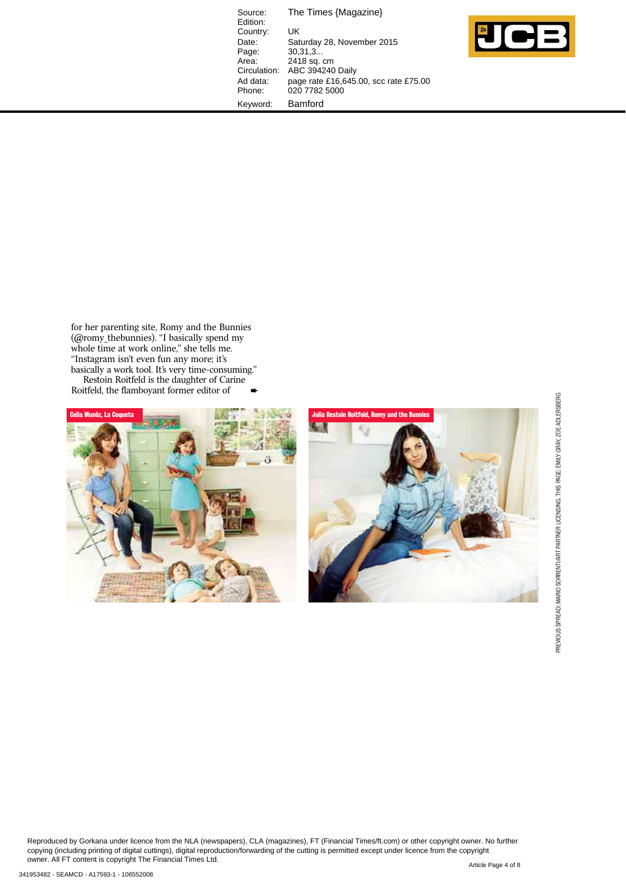for her parenting site, Romy and the Bunnies (@romy_thebunnies). "I basically spend my whole time at work online," she tells me. "Instagram isn't even fun any more; it's basically a work tool. It's very time-consuming."

Restoin Roitfeld is the daughter of Carine Roitfeld, the flamboyant former editor of ➡

Celia Munõz, La Coqueta

Julia Restoin Roitfeld, Romy and the Bunnies

PREVIOUS SPREAD: MARIO SORRENTI/ART PARTNER LICENSING. THIS PAGE: EMILY GRAY, ZOE ADLERSBERG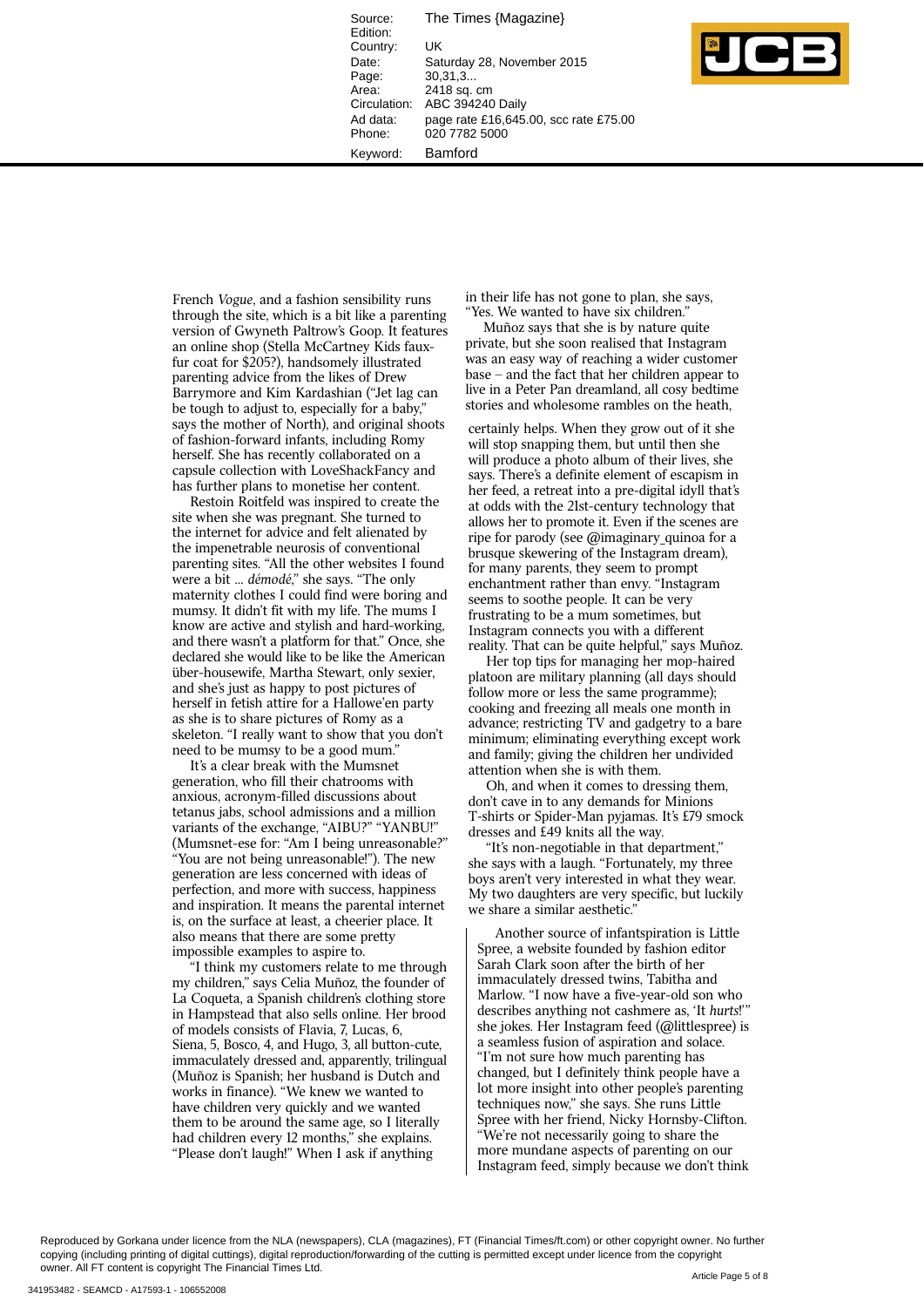French *Vogue*, and a fashion sensibility runs through the site, which is a bit like a parenting version of Gwyneth Paltrow's Goop. It features an online shop (Stella McCartney Kids faux-fur coat for $205?), handsomely illustrated parenting advice from the likes of Drew Barrymore and Kim Kardashian ("Jet lag can be tough to adjust to, especially for a baby," says the mother of North), and original shoots of fashion-forward infants, including Romy herself. She has recently collaborated on a capsule collection with LoveShackFancy and has further plans to monetise her content.

Restoin Roitfeld was inspired to create the site when she was pregnant. She turned to the internet for advice and felt alienated by the impenetrable neurosis of conventional parenting sites. "All the other websites I found were a bit ... *démodé*," she says. "The only maternity clothes I could find were boring and mumsy. It didn't fit with my life. The mums I know are active and stylish and hard-working, and there wasn't a platform for that." Once, she declared she would like to be like the American über-housewife, Martha Stewart, only sexier, and she's just as happy to post pictures of herself in fetish attire for a Hallowe'en party as she is to share pictures of Romy as a skeleton. "I really want to show that you don't need to be mumsy to be a good mum."

It's a clear break with the Mumsnet generation, who fill their chatrooms with anxious, acronym-filled discussions about tetanus jabs, school admissions and a million variants of the exchange, "AIBU?" "YANBU!" (Mumsnet-ese for: "Am I being unreasonable?" "You are not being unreasonable!"). The new generation are less concerned with ideas of perfection, and more with success, happiness and inspiration. It means the parental internet is, on the surface at least, a cheerier place. It also means that there are some pretty impossible examples to aspire to.

"I think my customers relate to me through my children," says Celia Muñoz, the founder of La Coqueta, a Spanish children's clothing store in Hampstead that also sells online. Her brood of models consists of Flavia, 7, Lucas, 6, Siena, 5, Bosco, 4, and Hugo, 3, all button-cute, immaculately dressed and, apparently, trilingual (Muñoz is Spanish; her husband is Dutch and works in finance). "We knew we wanted to have children very quickly and we wanted them to be around the same age, so I literally had children every 12 months," she explains. "Please don't laugh!" When I ask if anything in their life has not gone to plan, she says, "Yes. We wanted to have six children."

Muñoz says that she is by nature quite private, but she soon realised that Instagram was an easy way of reaching a wider customer base – and the fact that her children appear to live in a Peter Pan dreamland, all cosy bedtime stories and wholesome rambles on the heath, certainly helps. When they grow out of it she will stop snapping them, but until then she will produce a photo album of their lives, she says. There's a definite element of escapism in her feed, a retreat into a pre-digital idyll that's at odds with the 21st-century technology that allows her to promote it. Even if the scenes are ripe for parody (see @imaginary_quinoa for a brusque skewering of the Instagram dream), for many parents, they seem to prompt enchantment rather than envy. "Instagram seems to soothe people. It can be very frustrating to be a mum sometimes, but Instagram connects you with a different reality. That can be quite helpful," says Muñoz.

Her top tips for managing her mop-haired platoon are military planning (all days should follow more or less the same programme); cooking and freezing all meals one month in advance; restricting TV and gadgetry to a bare minimum; eliminating everything except work and family; giving the children her undivided attention when she is with them.

Oh, and when it comes to dressing them, don't cave in to any demands for Minions T-shirts or Spider-Man pyjamas. It's £79 smock dresses and £49 knits all the way.

"It's non-negotiable in that department," she says with a laugh. "Fortunately, my three boys aren't very interested in what they wear. My two daughters are very specific, but luckily we share a similar aesthetic."

Another source of infantspiration is Little Spree, a website founded by fashion editor Sarah Clark soon after the birth of her immaculately dressed twins, Tabitha and Marlow. "I now have a five-year-old son who describes anything not cashmere as, 'It *hurts*!'" she jokes. Her Instagram feed (@littlespree) is a seamless fusion of aspiration and solace. "I'm not sure how much parenting has changed, but I definitely think people have a lot more insight into other people's parenting techniques now," she says. She runs Little Spree with her friend, Nicky Hornsby-Clifton. "We're not necessarily going to share the more mundane aspects of parenting on our Instagram feed, simply because we don't think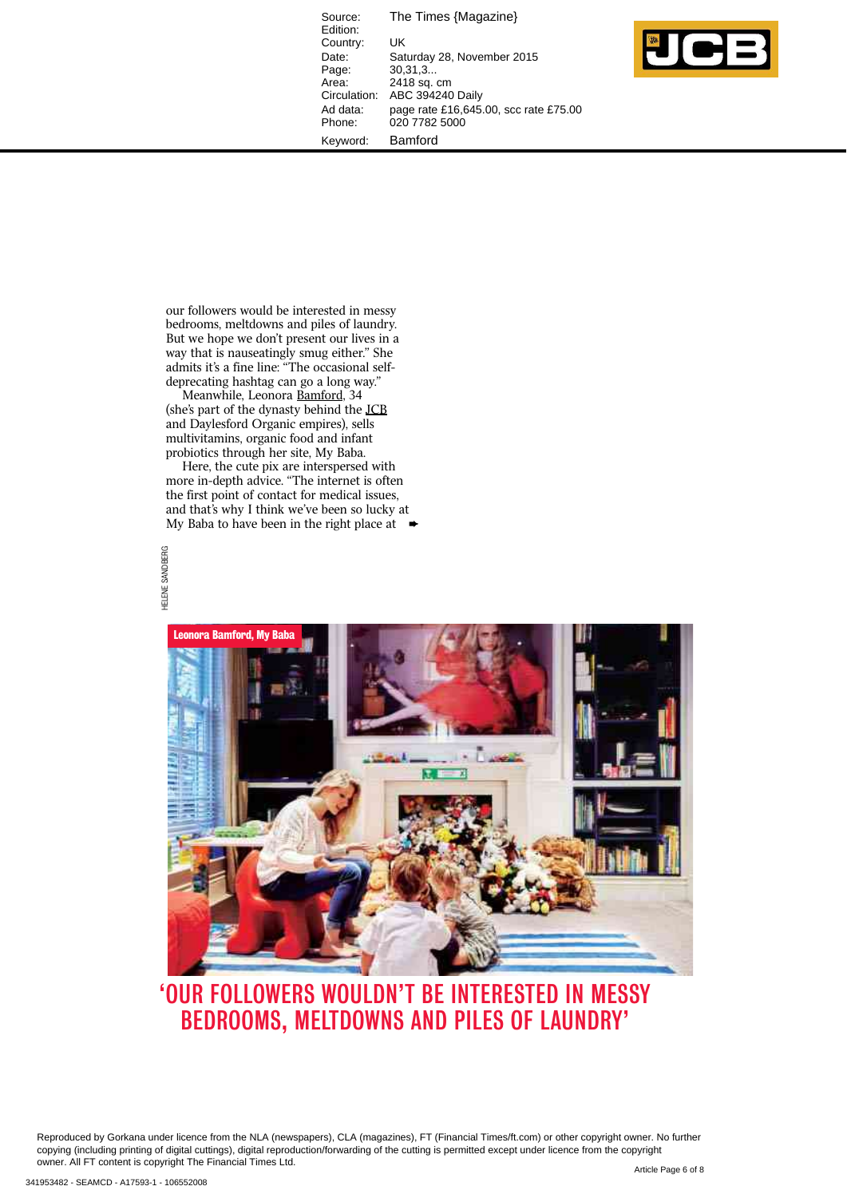Source: The Times {Magazine}
Edition:
Country: UK
Date: Saturday 28, November 2015
Page: 30,31,3...
Area: 2418 sq. cm
Circulation: ABC 394240 Daily
Ad data: page rate £16,645.00, scc rate £75.00
Phone: 020 7782 5000
Keyword: Bamford

our followers would be interested in messy bedrooms, meltdowns and piles of laundry. But we hope we don't present our lives in a way that is nauseatingly smug either." She admits it's a fine line: "The occasional self-deprecating hashtag can go a long way."

Meanwhile, Leonora Bamford, 34 (she's part of the dynasty behind the JCB and Daylesford Organic empires), sells multivitamins, organic food and infant probiotics through her site, My Baba.

Here, the cute pix are interspersed with more in-depth advice. "The internet is often the first point of contact for medical issues, and that's why I think we've been so lucky at My Baba to have been in the right place at ➡

HELENE SANDBERG

**Leonora Bamford, My Baba**

## 'OUR FOLLOWERS WOULDN'T BE INTERESTED IN MESSY BEDROOMS, MELTDOWNS AND PILES OF LAUNDRY'

Reproduced by Gorkana under licence from the NLA (newspapers), CLA (magazines), FT (Financial Times/ft.com) or other copyright owner. No further copying (including printing of digital cuttings), digital reproduction/forwarding of the cutting is permitted except under licence from the copyright owner. All FT content is copyright The Financial Times Ltd.

341953482 - SEAMCD - A17593-1 - 106552008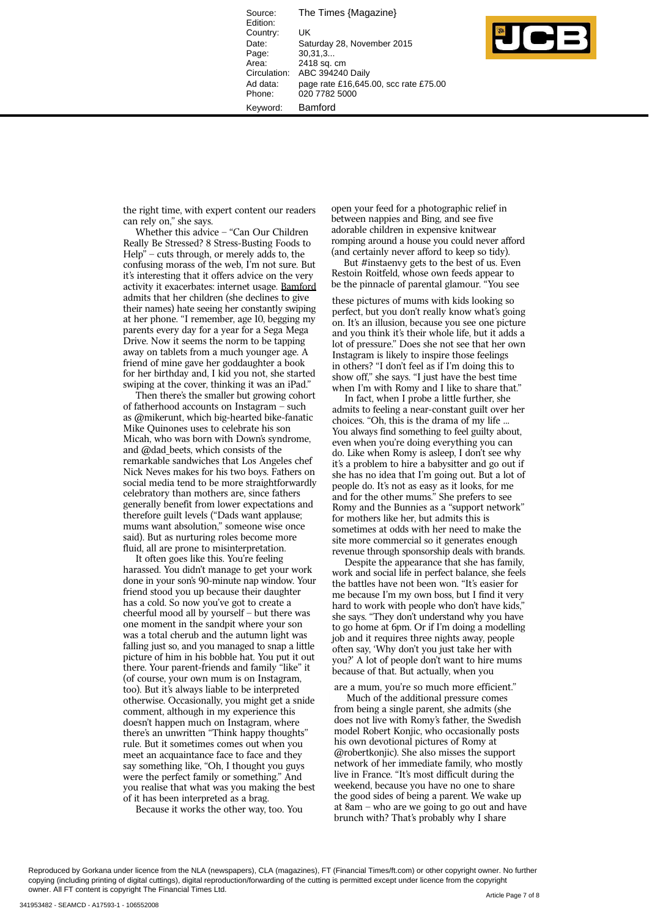the right time, with expert content our readers can rely on," she says.

Whether this advice – "Can Our Children Really Be Stressed? 8 Stress-Busting Foods to Help" – cuts through, or merely adds to, the confusing morass of the web, I'm not sure. But it's interesting that it offers advice on the very activity it exacerbates: internet usage. Bamford admits that her children (she declines to give their names) hate seeing her constantly swiping at her phone. "I remember, age 10, begging my parents every day for a year for a Sega Mega Drive. Now it seems the norm to be tapping away on tablets from a much younger age. A friend of mine gave her goddaughter a book for her birthday and, I kid you not, she started swiping at the cover, thinking it was an iPad."

Then there's the smaller but growing cohort of fatherhood accounts on Instagram – such as @mikerunt, which big-hearted bike-fanatic Mike Quinones uses to celebrate his son Micah, who was born with Down's syndrome, and @dad_beets, which consists of the remarkable sandwiches that Los Angeles chef Nick Neves makes for his two boys. Fathers on social media tend to be more straightforwardly celebratory than mothers are, since fathers generally benefit from lower expectations and therefore guilt levels ("Dads want applause; mums want absolution," someone wise once said). But as nurturing roles become more fluid, all are prone to misinterpretation.

It often goes like this. You're feeling harassed. You didn't manage to get your work done in your son's 90-minute nap window. Your friend stood you up because their daughter has a cold. So now you've got to create a cheerful mood all by yourself – but there was one moment in the sandpit where your son was a total cherub and the autumn light was falling just so, and you managed to snap a little picture of him in his bobble hat. You put it out there. Your parent-friends and family "like" it (of course, your own mum is on Instagram, too). But it's always liable to be interpreted otherwise. Occasionally, you might get a snide comment, although in my experience this doesn't happen much on Instagram, where there's an unwritten "Think happy thoughts" rule. But it sometimes comes out when you meet an acquaintance face to face and they say something like, "Oh, I thought you guys were the perfect family or something." And you realise that what was you making the best of it has been interpreted as a brag.

Because it works the other way, too. You open your feed for a photographic relief in between nappies and Bing, and see five adorable children in expensive knitwear romping around a house you could never afford (and certainly never afford to keep so tidy).

But #instaenvy gets to the best of us. Even Restoin Roitfeld, whose own feeds appear to be the pinnacle of parental glamour. "You see these pictures of mums with kids looking so perfect, but you don't really know what's going on. It's an illusion, because you see one picture and you think it's their whole life, but it adds a lot of pressure." Does she not see that her own Instagram is likely to inspire those feelings in others? "I don't feel as if I'm doing this to show off," she says. "I just have the best time when I'm with Romy and I like to share that."

In fact, when I probe a little further, she admits to feeling a near-constant guilt over her choices. "Oh, this is the drama of my life ... You always find something to feel guilty about, even when you're doing everything you can do. Like when Romy is asleep, I don't see why it's a problem to hire a babysitter and go out if she has no idea that I'm going out. But a lot of people do. It's not as easy as it looks, for me and for the other mums." She prefers to see Romy and the Bunnies as a "support network" for mothers like her, but admits this is sometimes at odds with her need to make the site more commercial so it generates enough revenue through sponsorship deals with brands.

Despite the appearance that she has family, work and social life in perfect balance, she feels the battles have not been won. "It's easier for me because I'm my own boss, but I find it very hard to work with people who don't have kids," she says. "They don't understand why you have to go home at 6pm. Or if I'm doing a modelling job and it requires three nights away, people often say, 'Why don't you just take her with you?' A lot of people don't want to hire mums because of that. But actually, when you are a mum, you're so much more efficient."

Much of the additional pressure comes from being a single parent, she admits (she does not live with Romy's father, the Swedish model Robert Konjic, who occasionally posts his own devotional pictures of Romy at @robertkonjic). She also misses the support network of her immediate family, who mostly live in France. "It's most difficult during the weekend, because you have no one to share the good sides of being a parent. We wake up at 8am – who are we going to go out and have brunch with? That's probably why I share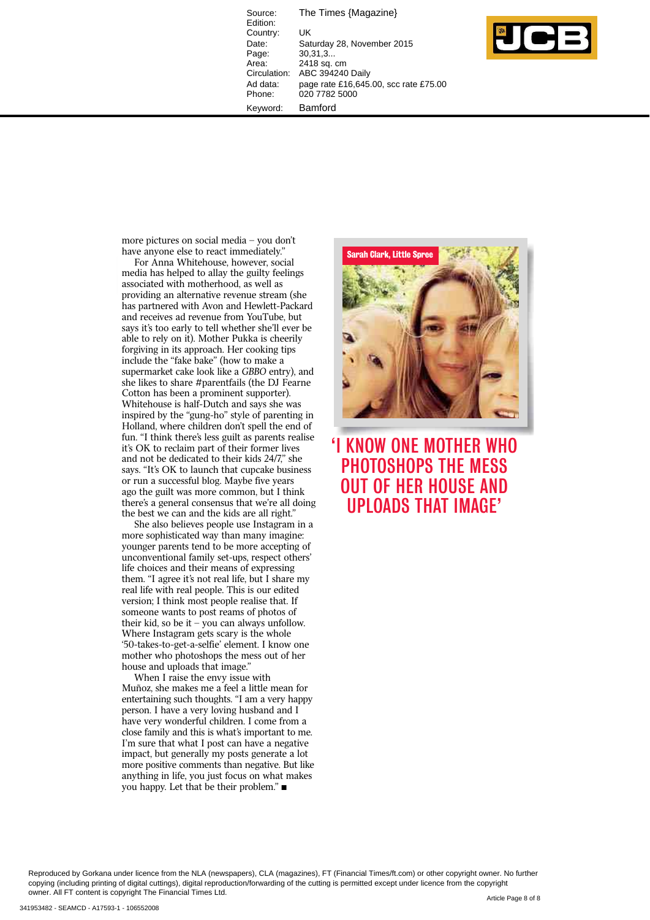Source: The Times {Magazine}
Edition:
Country: UK
Date: Saturday 28, November 2015
Page: 30,31,3...
Area: 2418 sq. cm
Circulation: ABC 394240 Daily
Ad data: page rate £16,645.00, scc rate £75.00
Phone: 020 7782 5000
Keyword: Bamford

more pictures on social media – you don't have anyone else to react immediately."

For Anna Whitehouse, however, social media has helped to allay the guilty feelings associated with motherhood, as well as providing an alternative revenue stream (she has partnered with Avon and Hewlett-Packard and receives ad revenue from YouTube, but says it's too early to tell whether she'll ever be able to rely on it). Mother Pukka is cheerily forgiving in its approach. Her cooking tips include the "fake bake" (how to make a supermarket cake look like a *GBBO* entry), and she likes to share #parentfails (the DJ Fearne Cotton has been a prominent supporter). Whitehouse is half-Dutch and says she was inspired by the "gung-ho" style of parenting in Holland, where children don't spell the end of fun. "I think there's less guilt as parents realise it's OK to reclaim part of their former lives and not be dedicated to their kids 24/7," she says. "It's OK to launch that cupcake business or run a successful blog. Maybe five years ago the guilt was more common, but I think there's a general consensus that we're all doing the best we can and the kids are all right."

She also believes people use Instagram in a more sophisticated way than many imagine: younger parents tend to be more accepting of unconventional family set-ups, respect others' life choices and their means of expressing them. "I agree it's not real life, but I share my real life with real people. This is our edited version; I think most people realise that. If someone wants to post reams of photos of their kid, so be it – you can always unfollow. Where Instagram gets scary is the whole '50-takes-to-get-a-selfie' element. I know one mother who photoshops the mess out of her house and uploads that image."

When I raise the envy issue with Muñoz, she makes me a feel a little mean for entertaining such thoughts. "I am a very happy person. I have a very loving husband and I have very wonderful children. I come from a close family and this is what's important to me. I'm sure that what I post can have a negative impact, but generally my posts generate a lot more positive comments than negative. But like anything in life, you just focus on what makes you happy. Let that be their problem." ■

Sarah Clark, Little Spree

## 'I KNOW ONE MOTHER WHO PHOTOSHOPS THE MESS OUT OF HER HOUSE AND UPLOADS THAT IMAGE'

Reproduced by Gorkana under licence from the NLA (newspapers), CLA (magazines), FT (Financial Times/ft.com) or other copyright owner. No further copying (including printing of digital cuttings), digital reproduction/forwarding of the cutting is permitted except under licence from the copyright owner. All FT content is copyright The Financial Times Ltd.